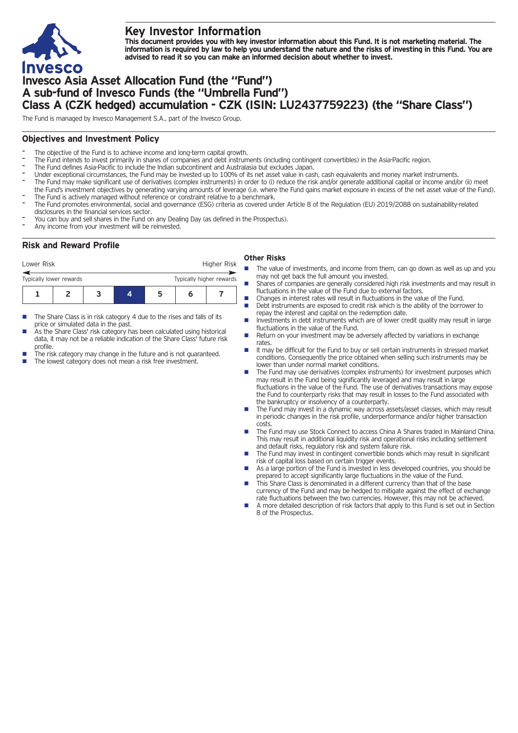# Key Investor Information

**This document provides you with key investor information about this Fund. It is not marketing material. The information is required by law to help you understand the nature and the risks of investing in this Fund. You are advised to read it so you can make an informed decision about whether to invest.**

# Invesco Asia Asset Allocation Fund (the "Fund")
# A sub-fund of Invesco Funds (the "Umbrella Fund")
# Class A (CZK hedged) accumulation - CZK (ISIN: LU2437759223) (the "Share Class")

The Fund is managed by Invesco Management S.A., part of the Invesco Group.

## Objectives and Investment Policy

- The objective of the Fund is to achieve income and long-term capital growth.
- The Fund intends to invest primarily in shares of companies and debt instruments (including contingent convertibles) in the Asia-Pacific region.
- The Fund defines Asia-Pacific to include the Indian subcontinent and Australasia but excludes Japan.
- Under exceptional circumstances, the Fund may be invested up to 100% of its net asset value in cash, cash equivalents and money market instruments.
- The Fund may make significant use of derivatives (complex instruments) in order to (i) reduce the risk and/or generate additional capital or income and/or (ii) meet the Fund's investment objectives by generating varying amounts of leverage (i.e. where the Fund gains market exposure in excess of the net asset value of the Fund).
- The Fund is actively managed without reference or constraint relative to a benchmark.
- The Fund promotes environmental, social and governance (ESG) criteria as covered under Article 8 of the Regulation (EU) 2019/2088 on sustainability-related disclosures in the financial services sector.
- You can buy and sell shares in the Fund on any Dealing Day (as defined in the Prospectus).
- Any income from your investment will be reinvested.

## Risk and Reward Profile

| Lower Risk | | | | | | Higher Risk |
|---|---|---|---|---|---|---|
| Typically lower rewards | | | | | | Typically higher rewards |
| 1 | 2 | 3 | **4** | 5 | 6 | 7 |

- The Share Class is in risk category 4 due to the rises and falls of its price or simulated data in the past.
- As the Share Class' risk category has been calculated using historical data, it may not be a reliable indication of the Share Class' future risk profile.
- The risk category may change in the future and is not guaranteed.
- The lowest category does not mean a risk free investment.

### Other Risks

- The value of investments, and income from them, can go down as well as up and you may not get back the full amount you invested.
- Shares of companies are generally considered high risk investments and may result in fluctuations in the value of the Fund due to external factors.
- Changes in interest rates will result in fluctuations in the value of the Fund.
- Debt instruments are exposed to credit risk which is the ability of the borrower to repay the interest and capital on the redemption date.
- Investments in debt instruments which are of lower credit quality may result in large fluctuations in the value of the Fund.
- Return on your investment may be adversely affected by variations in exchange rates.
- It may be difficult for the Fund to buy or sell certain instruments in stressed market conditions. Consequently the price obtained when selling such instruments may be lower than under normal market conditions.
- The Fund may use derivatives (complex instruments) for investment purposes which may result in the Fund being significantly leveraged and may result in large fluctuations in the value of the Fund. The use of derivatives transactions may expose the Fund to counterparty risks that may result in losses to the Fund associated with the bankruptcy or insolvency of a counterparty.
- The Fund may invest in a dynamic way across assets/asset classes, which may result in periodic changes in the risk profile, underperformance and/or higher transaction costs.
- The Fund may use Stock Connect to access China A Shares traded in Mainland China. This may result in additional liquidity risk and operational risks including settlement and default risks, regulatory risk and system failure risk.
- The Fund may invest in contingent convertible bonds which may result in significant risk of capital loss based on certain trigger events.
- As a large portion of the Fund is invested in less developed countries, you should be prepared to accept significantly large fluctuations in the value of the Fund.
- This Share Class is denominated in a different currency than that of the base currency of the Fund and may be hedged to mitigate against the effect of exchange rate fluctuations between the two currencies. However, this may not be achieved.
- A more detailed description of risk factors that apply to this Fund is set out in Section 8 of the Prospectus.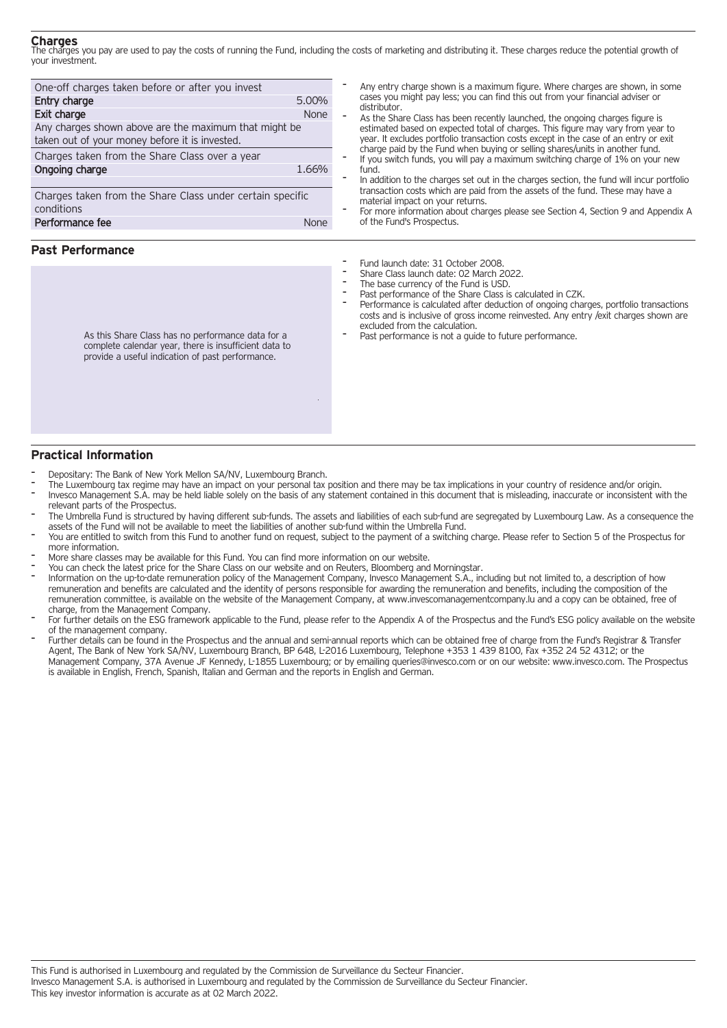## Charges

The charges you pay are used to pay the costs of running the Fund, including the costs of marketing and distributing it. These charges reduce the potential growth of your investment.

| | |
|---|---|
| One-off charges taken before or after you invest | |
| **Entry charge** | 5.00% |
| **Exit charge** | None |
| Any charges shown above are the maximum that might be taken out of your money before it is invested. | |
| Charges taken from the Share Class over a year | |
| **Ongoing charge** | 1.66% |
| Charges taken from the Share Class under certain specific conditions | |
| **Performance fee** | None |

- Any entry charge shown is a maximum figure. Where charges are shown, in some cases you might pay less; you can find this out from your financial adviser or distributor.
- As the Share Class has been recently launched, the ongoing charges figure is estimated based on expected total of charges. This figure may vary from year to year. It excludes portfolio transaction costs except in the case of an entry or exit charge paid by the Fund when buying or selling shares/units in another fund.
- If you switch funds, you will pay a maximum switching charge of 1% on your new fund.
- In addition to the charges set out in the charges section, the fund will incur portfolio transaction costs which are paid from the assets of the fund. These may have a material impact on your returns.
- For more information about charges please see Section 4, Section 9 and Appendix A of the Fund's Prospectus.

## Past Performance

As this Share Class has no performance data for a complete calendar year, there is insufficient data to provide a useful indication of past performance.

- Fund launch date: 31 October 2008.
- Share Class launch date: 02 March 2022.
- The base currency of the Fund is USD.
- Past performance of the Share Class is calculated in CZK.
- Performance is calculated after deduction of ongoing charges, portfolio transactions costs and is inclusive of gross income reinvested. Any entry /exit charges shown are excluded from the calculation.
- Past performance is not a guide to future performance.

## Practical Information

- Depositary: The Bank of New York Mellon SA/NV, Luxembourg Branch.
- The Luxembourg tax regime may have an impact on your personal tax position and there may be tax implications in your country of residence and/or origin.
- Invesco Management S.A. may be held liable solely on the basis of any statement contained in this document that is misleading, inaccurate or inconsistent with the relevant parts of the Prospectus.
- The Umbrella Fund is structured by having different sub-funds. The assets and liabilities of each sub-fund are segregated by Luxembourg Law. As a consequence the assets of the Fund will not be available to meet the liabilities of another sub-fund within the Umbrella Fund.
- You are entitled to switch from this Fund to another fund on request, subject to the payment of a switching charge. Please refer to Section 5 of the Prospectus for more information.
- More share classes may be available for this Fund. You can find more information on our website.
- You can check the latest price for the Share Class on our website and on Reuters, Bloomberg and Morningstar.
- Information on the up-to-date remuneration policy of the Management Company, Invesco Management S.A., including but not limited to, a description of how remuneration and benefits are calculated and the identity of persons responsible for awarding the remuneration and benefits, including the composition of the remuneration committee, is available on the website of the Management Company, at www.invescomanagementcompany.lu and a copy can be obtained, free of charge, from the Management Company.
- For further details on the ESG framework applicable to the Fund, please refer to the Appendix A of the Prospectus and the Fund's ESG policy available on the website of the management company.
- Further details can be found in the Prospectus and the annual and semi-annual reports which can be obtained free of charge from the Fund's Registrar & Transfer Agent, The Bank of New York SA/NV, Luxembourg Branch, BP 648, L-2016 Luxembourg, Telephone +353 1 439 8100, Fax +352 24 52 4312; or the Management Company, 37A Avenue JF Kennedy, L-1855 Luxembourg; or by emailing queries@invesco.com or on our website: www.invesco.com. The Prospectus is available in English, French, Spanish, Italian and German and the reports in English and German.

This Fund is authorised in Luxembourg and regulated by the Commission de Surveillance du Secteur Financier.
Invesco Management S.A. is authorised in Luxembourg and regulated by the Commission de Surveillance du Secteur Financier.
This key investor information is accurate as at 02 March 2022.